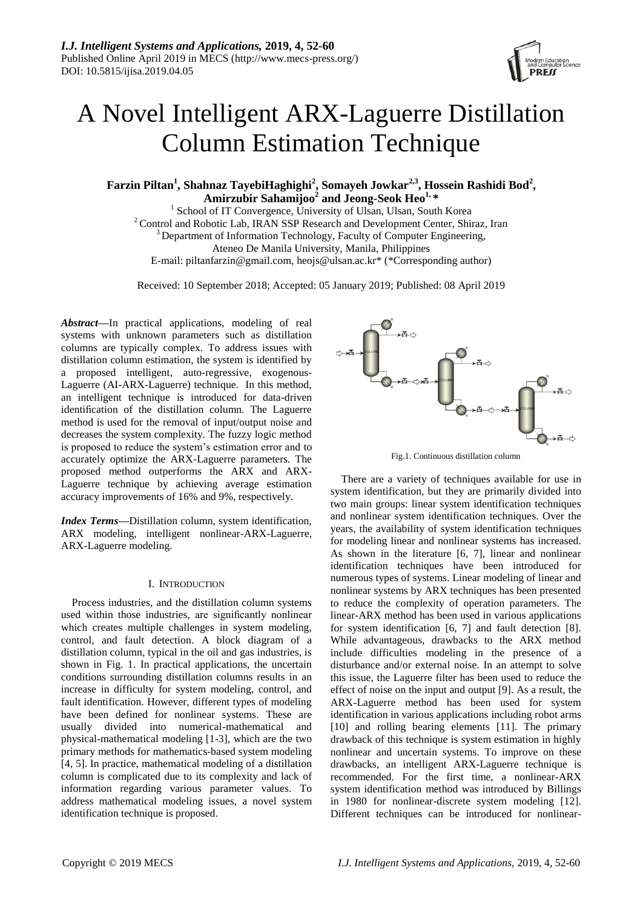# A Novel Intelligent ARX-Laguerre Distillation Column Estimation Technique

**Farzin Piltan[1], Shahnaz TayebiHaghighi[2], Somayeh Jowkar[2,3], Hossein Rashidi Bod[2], Amirzubir Sahamijoo[2] and Jeong-Seok Heo[1,*]**

[1] School of IT Convergence, University of Ulsan, Ulsan, South Korea
[2] Control and Robotic Lab, IRAN SSP Research and Development Center, Shiraz, Iran
[3] Department of Information Technology, Faculty of Computer Engineering, Ateneo De Manila University, Manila, Philippines
E-mail: piltanfarzin@gmail.com, heojs@ulsan.ac.kr* (*Corresponding author)

Received: 10 September 2018; Accepted: 05 January 2019; Published: 08 April 2019

***Abstract*—**In practical applications, modeling of real systems with unknown parameters such as distillation columns are typically complex. To address issues with distillation column estimation, the system is identified by a proposed intelligent, auto-regressive, exogenous-Laguerre (AI-ARX-Laguerre) technique. In this method, an intelligent technique is introduced for data-driven identification of the distillation column. The Laguerre method is used for the removal of input/output noise and decreases the system complexity. The fuzzy logic method is proposed to reduce the system's estimation error and to accurately optimize the ARX-Laguerre parameters. The proposed method outperforms the ARX and ARX-Laguerre technique by achieving average estimation accuracy improvements of 16% and 9%, respectively.

***Index Terms*—**Distillation column, system identification, ARX modeling, intelligent nonlinear-ARX-Laguerre, ARX-Laguerre modeling.

## I. Introduction

Process industries, and the distillation column systems used within those industries, are significantly nonlinear which creates multiple challenges in system modeling, control, and fault detection. A block diagram of a distillation column, typical in the oil and gas industries, is shown in Fig. 1. In practical applications, the uncertain conditions surrounding distillation columns results in an increase in difficulty for system modeling, control, and fault identification. However, different types of modeling have been defined for nonlinear systems. These are usually divided into numerical-mathematical and physical-mathematical modeling [1-3], which are the two primary methods for mathematics-based system modeling [4, 5]. In practice, mathematical modeling of a distillation column is complicated due to its complexity and lack of information regarding various parameter values. To address mathematical modeling issues, a novel system identification technique is proposed.

Fig.1. Continuous distillation column

There are a variety of techniques available for use in system identification, but they are primarily divided into two main groups: linear system identification techniques and nonlinear system identification techniques. Over the years, the availability of system identification techniques for modeling linear and nonlinear systems has increased. As shown in the literature [6, 7], linear and nonlinear identification techniques have been introduced for numerous types of systems. Linear modeling of linear and nonlinear systems by ARX techniques has been presented to reduce the complexity of operation parameters. The linear-ARX method has been used in various applications for system identification [6, 7] and fault detection [8]. While advantageous, drawbacks to the ARX method include difficulties modeling in the presence of a disturbance and/or external noise. In an attempt to solve this issue, the Laguerre filter has been used to reduce the effect of noise on the input and output [9]. As a result, the ARX-Laguerre method has been used for system identification in various applications including robot arms [10] and rolling bearing elements [11]. The primary drawback of this technique is system estimation in highly nonlinear and uncertain systems. To improve on these drawbacks, an intelligent ARX-Laguerre technique is recommended. For the first time, a nonlinear-ARX system identification method was introduced by Billings in 1980 for nonlinear-discrete system modeling [12]. Different techniques can be introduced for nonlinear-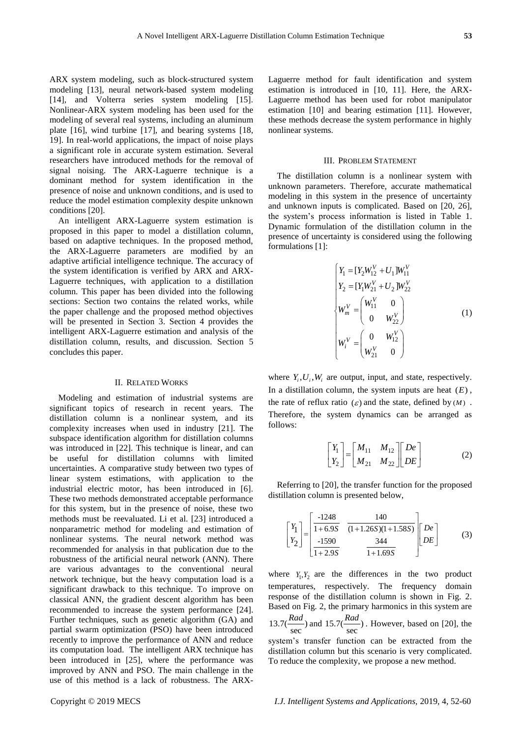ARX system modeling, such as block-structured system modeling [13], neural network-based system modeling [14], and Volterra series system modeling [15]. Nonlinear-ARX system modeling has been used for the modeling of several real systems, including an aluminum plate [16], wind turbine [17], and bearing systems [18, 19]. In real-world applications, the impact of noise plays a significant role in accurate system estimation. Several researchers have introduced methods for the removal of signal noising. The ARX-Laguerre technique is a dominant method for system identification in the presence of noise and unknown conditions, and is used to reduce the model estimation complexity despite unknown conditions [20].

An intelligent ARX-Laguerre system estimation is proposed in this paper to model a distillation column, based on adaptive techniques. In the proposed method, the ARX-Laguerre parameters are modified by an adaptive artificial intelligence technique. The accuracy of the system identification is verified by ARX and ARX-Laguerre techniques, with application to a distillation column. This paper has been divided into the following sections: Section two contains the related works, while the paper challenge and the proposed method objectives will be presented in Section 3. Section 4 provides the intelligent ARX-Laguerre estimation and analysis of the distillation column, results, and discussion. Section 5 concludes this paper.

## II. Related Works

Modeling and estimation of industrial systems are significant topics of research in recent years. The distillation column is a nonlinear system, and its complexity increases when used in industry [21]. The subspace identification algorithm for distillation columns was introduced in [22]. This technique is linear, and can be useful for distillation columns with limited uncertainties. A comparative study between two types of linear system estimations, with application to the industrial electric motor, has been introduced in [6]. These two methods demonstrated acceptable performance for this system, but in the presence of noise, these two methods must be reevaluated. Li et al. [23] introduced a nonparametric method for modeling and estimation of nonlinear systems. The neural network method was recommended for analysis in that publication due to the robustness of the artificial neural network (ANN). There are various advantages to the conventional neural network technique, but the heavy computation load is a significant drawback to this technique. To improve on classical ANN, the gradient descent algorithm has been recommended to increase the system performance [24]. Further techniques, such as genetic algorithm (GA) and partial swarm optimization (PSO) have been introduced recently to improve the performance of ANN and reduce its computation load. The intelligent ARX technique has been introduced in [25], where the performance was improved by ANN and PSO. The main challenge in the use of this method is a lack of robustness. The ARX-Laguerre method for fault identification and system estimation is introduced in [10, 11]. Here, the ARX-Laguerre method has been used for robot manipulator estimation [10] and bearing estimation [11]. However, these methods decrease the system performance in highly nonlinear systems.

## III. Problem Statement

The distillation column is a nonlinear system with unknown parameters. Therefore, accurate mathematical modeling in this system in the presence of uncertainty and unknown inputs is complicated. Based on [20, 26], the system's process information is listed in Table 1. Dynamic formulation of the distillation column in the presence of uncertainty is considered using the following formulations [1]:

$$
\begin{cases}
Y_1 = [Y_2 W_{12}^V + U_1] W_{11}^V \\
Y_2 = [Y_1 W_{21}^V + U_2] W_{22}^V \\
W_m^V = \begin{pmatrix} W_{11}^V & 0 \\ 0 & W_{22}^V \end{pmatrix} \\
W_i^V = \begin{pmatrix} 0 & W_{12}^V \\ W_{21}^V & 0 \end{pmatrix}
\end{cases}
\tag{1}
$$

where $Y_i, U_i, W_i$ are output, input, and state, respectively. In a distillation column, the system inputs are heat $(E)$, the rate of reflux ratio $(\varepsilon)$ and the state, defined by $(M)$. Therefore, the system dynamics can be arranged as follows:

$$
\begin{bmatrix} Y_1 \\ Y_2 \end{bmatrix} = \begin{bmatrix} M_{11} & M_{12} \\ M_{21} & M_{22} \end{bmatrix} \begin{bmatrix} De \\ DE \end{bmatrix}
\tag{2}
$$

Referring to [20], the transfer function for the proposed distillation column is presented below,

$$
\begin{bmatrix} Y_1 \\ Y_2 \end{bmatrix} = \begin{bmatrix} \dfrac{-1248}{1+6.9S} & \dfrac{140}{(1+1.26S)(1+1.58S)} \\ \dfrac{-1590}{1+2.9S} & \dfrac{344}{1+1.69S} \end{bmatrix} \begin{bmatrix} De \\ DE \end{bmatrix}
\tag{3}
$$

where $Y_1, Y_2$ are the differences in the two product temperatures, respectively. The frequency domain response of the distillation column is shown in Fig. 2. Based on Fig. 2, the primary harmonics in this system are $13.7(\frac{Rad}{\sec})$ and $15.7(\frac{Rad}{\sec})$. However, based on [20], the system's transfer function can be extracted from the distillation column but this scenario is very complicated. To reduce the complexity, we propose a new method.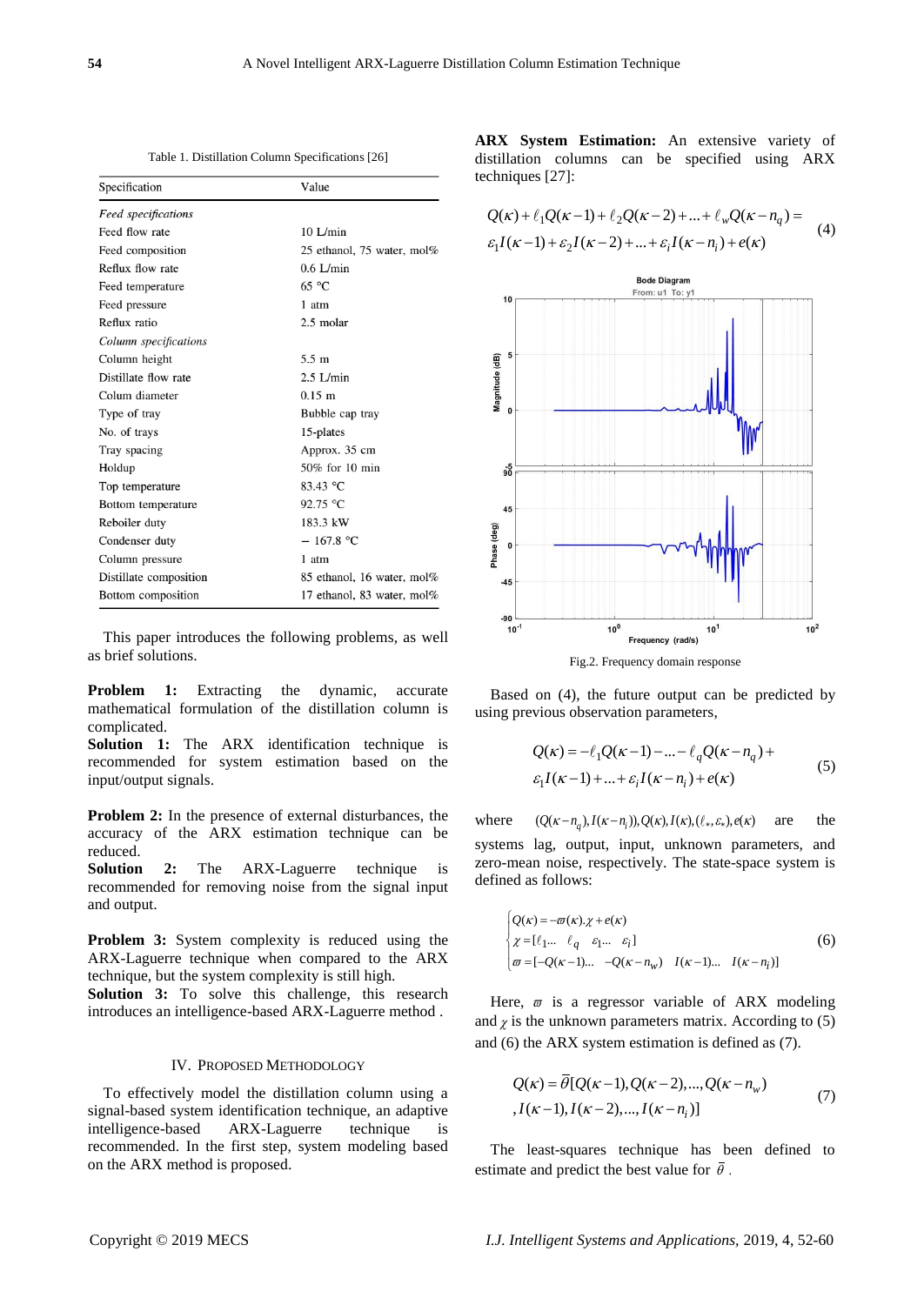Table 1. Distillation Column Specifications [26]

| Specification | Value |
|---|---|
| *Feed specifications* | |
| Feed flow rate | 10 L/min |
| Feed composition | 25 ethanol, 75 water, mol% |
| Reflux flow rate | 0.6 L/min |
| Feed temperature | 65 °C |
| Feed pressure | 1 atm |
| Reflux ratio | 2.5 molar |
| *Column specifications* | |
| Column height | 5.5 m |
| Distillate flow rate | 2.5 L/min |
| Colum diameter | 0.15 m |
| Type of tray | Bubble cap tray |
| No. of trays | 15-plates |
| Tray spacing | Approx. 35 cm |
| Holdup | 50% for 10 min |
| Top temperature | 83.43 °C |
| Bottom temperature | 92.75 °C |
| Reboiler duty | 183.3 kW |
| Condenser duty | − 167.8 °C |
| Column pressure | 1 atm |
| Distillate composition | 85 ethanol, 16 water, mol% |
| Bottom composition | 17 ethanol, 83 water, mol% |

This paper introduces the following problems, as well as brief solutions.

**Problem 1:** Extracting the dynamic, accurate mathematical formulation of the distillation column is complicated.
**Solution 1:** The ARX identification technique is recommended for system estimation based on the input/output signals.

**Problem 2:** In the presence of external disturbances, the accuracy of the ARX estimation technique can be reduced.
**Solution 2:** The ARX-Laguerre technique is recommended for removing noise from the signal input and output.

**Problem 3:** System complexity is reduced using the ARX-Laguerre technique when compared to the ARX technique, but the system complexity is still high.
**Solution 3:** To solve this challenge, this research introduces an intelligence-based ARX-Laguerre method .

## IV. Proposed Methodology

To effectively model the distillation column using a signal-based system identification technique, an adaptive intelligence-based ARX-Laguerre technique is recommended. In the first step, system modeling based on the ARX method is proposed.

**ARX System Estimation:** An extensive variety of distillation columns can be specified using ARX techniques [27]:

$$Q(\kappa)+\ell_1 Q(\kappa-1)+\ell_2 Q(\kappa-2)+...+\ell_w Q(\kappa-n_q)=\\ \varepsilon_1 I(\kappa-1)+\varepsilon_2 I(\kappa-2)+...+\varepsilon_i I(\kappa-n_i)+e(\kappa) \tag{4}$$

Fig.2. Frequency domain response

Based on (4), the future output can be predicted by using previous observation parameters,

$$Q(\kappa)=-\ell_1 Q(\kappa-1)-...-\ell_q Q(\kappa-n_q)+\\ \varepsilon_1 I(\kappa-1)+...+\varepsilon_i I(\kappa-n_i)+e(\kappa) \tag{5}$$

where $(Q(\kappa-n_q), I(\kappa-n_i)), Q(\kappa), I(\kappa), (\ell_*, \varepsilon_*), e(\kappa)$ are the systems lag, output, input, unknown parameters, and zero-mean noise, respectively. The state-space system is defined as follows:

$$\begin{cases} Q(\kappa)=-\varpi(\kappa).\chi+e(\kappa) \\ \chi=[\ell_1 ... \quad \ell_q \quad \varepsilon_1 ... \quad \varepsilon_i] \\ \varpi=[-Q(\kappa-1)... \quad -Q(\kappa-n_w) \quad I(\kappa-1)... \quad I(\kappa-n_i)] \end{cases} \tag{6}$$

Here, $\varpi$ is a regressor variable of ARX modeling and $\chi$ is the unknown parameters matrix. According to (5) and (6) the ARX system estimation is defined as (7).

$$Q(\kappa)=\bar{\theta}[Q(\kappa-1), Q(\kappa-2),...,Q(\kappa-n_w)\\ ,I(\kappa-1), I(\kappa-2),...,I(\kappa-n_i)] \tag{7}$$

The least-squares technique has been defined to estimate and predict the best value for $\bar{\theta}$ .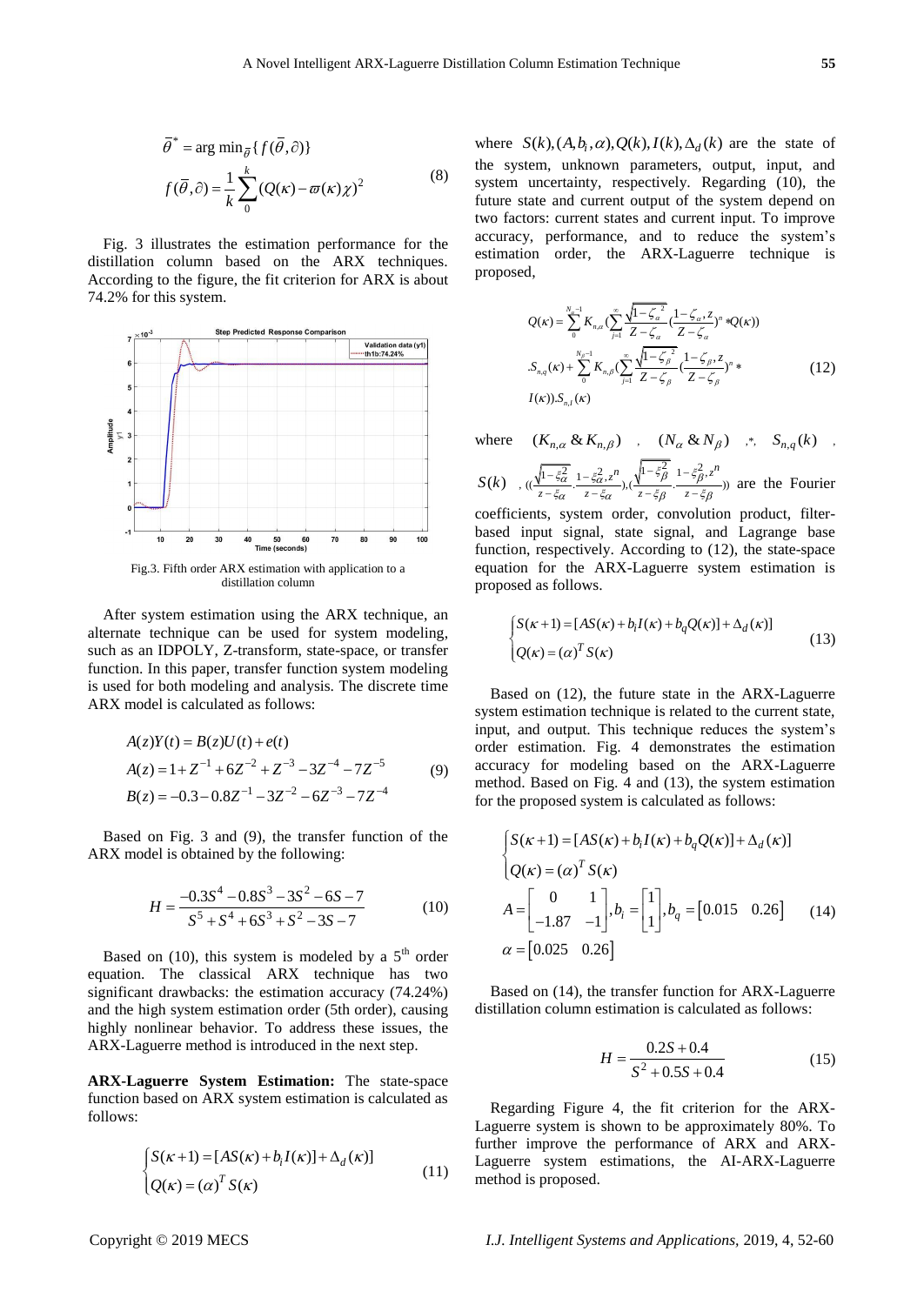$$\bar{\theta}^* = \arg\min_{\bar{\theta}}\{f(\bar{\theta},\partial)\}$$
$$f(\bar{\theta},\partial) = \frac{1}{k}\sum_{0}^{k}(Q(\kappa) - \varpi(\kappa)\chi)^2 \tag{8}$$

Fig. 3 illustrates the estimation performance for the distillation column based on the ARX techniques. According to the figure, the fit criterion for ARX is about 74.2% for this system.

Fig.3. Fifth order ARX estimation with application to a distillation column

After system estimation using the ARX technique, an alternate technique can be used for system modeling, such as an IDPOLY, Z-transform, state-space, or transfer function. In this paper, transfer function system modeling is used for both modeling and analysis. The discrete time ARX model is calculated as follows:

$$A(z)Y(t) = B(z)U(t) + e(t)$$
$$A(z) = 1 + Z^{-1} + 6Z^{-2} + Z^{-3} - 3Z^{-4} - 7Z^{-5} \tag{9}$$
$$B(z) = -0.3 - 0.8Z^{-1} - 3Z^{-2} - 6Z^{-3} - 7Z^{-4}$$

Based on Fig. 3 and (9), the transfer function of the ARX model is obtained by the following:

$$H = \frac{-0.3S^4 - 0.8S^3 - 3S^2 - 6S - 7}{S^5 + S^4 + 6S^3 + S^2 - 3S - 7} \tag{10}$$

Based on (10), this system is modeled by a 5[th] order equation. The classical ARX technique has two significant drawbacks: the estimation accuracy (74.24%) and the high system estimation order (5th order), causing highly nonlinear behavior. To address these issues, the ARX-Laguerre method is introduced in the next step.

**ARX-Laguerre System Estimation:** The state-space function based on ARX system estimation is calculated as follows:

$$\begin{cases} S(\kappa+1) = [AS(\kappa) + b_i I(\kappa)] + \Delta_d(\kappa)] \\ Q(\kappa) = (\alpha)^T S(\kappa) \end{cases} \tag{11}$$

where $S(k), (A, b_i, \alpha), Q(k), I(k), \Delta_d(k)$ are the state of the system, unknown parameters, output, input, and system uncertainty, respectively. Regarding (10), the future state and current output of the system depend on two factors: current states and current input. To improve accuracy, performance, and to reduce the system's estimation order, the ARX-Laguerre technique is proposed,

$$\begin{aligned} Q(\kappa) &= \sum_{0}^{N_\alpha-1} K_{n,\alpha}\left(\sum_{j=1}^{\infty}\frac{\sqrt{1-\zeta_\alpha^{\,2}}}{Z-\zeta_\alpha}\left(\frac{1-\zeta_\alpha, z}{Z-\zeta_\alpha}\right)^n * Q(\kappa)\right) \\ &.S_{n,q}(\kappa) + \sum_{0}^{N_\beta-1} K_{n,\beta}\left(\sum_{j=1}^{\infty}\frac{\sqrt{1-\zeta_\beta^{\,2}}}{Z-\zeta_\beta}\left(\frac{1-\zeta_\beta, z}{Z-\zeta_\beta}\right)^n * \right. \\ &\left. I(\kappa)\right).S_{n,I}(\kappa) \end{aligned} \tag{12}$$

where $(K_{n,\alpha} \,\&\, K_{n,\beta})$, $(N_\alpha \,\&\, N_\beta)$, $*$, $S_{n,q}(k)$, $S(k)$, $\left(\left(\frac{\sqrt{1-\xi_\alpha^2}}{z-\xi_\alpha}, \frac{1-\xi_\alpha^2, z^n}{z-\xi_\alpha}\right), \left(\frac{\sqrt{1-\xi_\beta^2}}{z-\xi_\beta}, \frac{1-\xi_\beta^2, z^n}{z-\xi_\beta}\right)\right)$ are the Fourier coefficients, system order, convolution product, filter-based input signal, state signal, and Lagrange base function, respectively. According to (12), the state-space equation for the ARX-Laguerre system estimation is proposed as follows.

$$\begin{cases} S(\kappa+1) = [AS(\kappa) + b_i I(\kappa) + b_q Q(\kappa)] + \Delta_d(\kappa)] \\ Q(\kappa) = (\alpha)^T S(\kappa) \end{cases} \tag{13}$$

Based on (12), the future state in the ARX-Laguerre system estimation technique is related to the current state, input, and output. This technique reduces the system's order estimation. Fig. 4 demonstrates the estimation accuracy for modeling based on the ARX-Laguerre method. Based on Fig. 4 and (13), the system estimation for the proposed system is calculated as follows:

$$\begin{cases} S(\kappa+1) = [AS(\kappa) + b_i I(\kappa) + b_q Q(\kappa)] + \Delta_d(\kappa)] \\ Q(\kappa) = (\alpha)^T S(\kappa) \\ A = \begin{bmatrix} 0 & 1 \\ -1.87 & -1 \end{bmatrix}, b_i = \begin{bmatrix} 1 \\ 1 \end{bmatrix}, b_q = \begin{bmatrix} 0.015 & 0.26 \end{bmatrix} \\ \alpha = \begin{bmatrix} 0.025 & 0.26 \end{bmatrix} \end{cases} \tag{14}$$

Based on (14), the transfer function for ARX-Laguerre distillation column estimation is calculated as follows:

$$H = \frac{0.2S + 0.4}{S^2 + 0.5S + 0.4} \tag{15}$$

Regarding Figure 4, the fit criterion for the ARX-Laguerre system is shown to be approximately 80%. To further improve the performance of ARX and ARX-Laguerre system estimations, the AI-ARX-Laguerre method is proposed.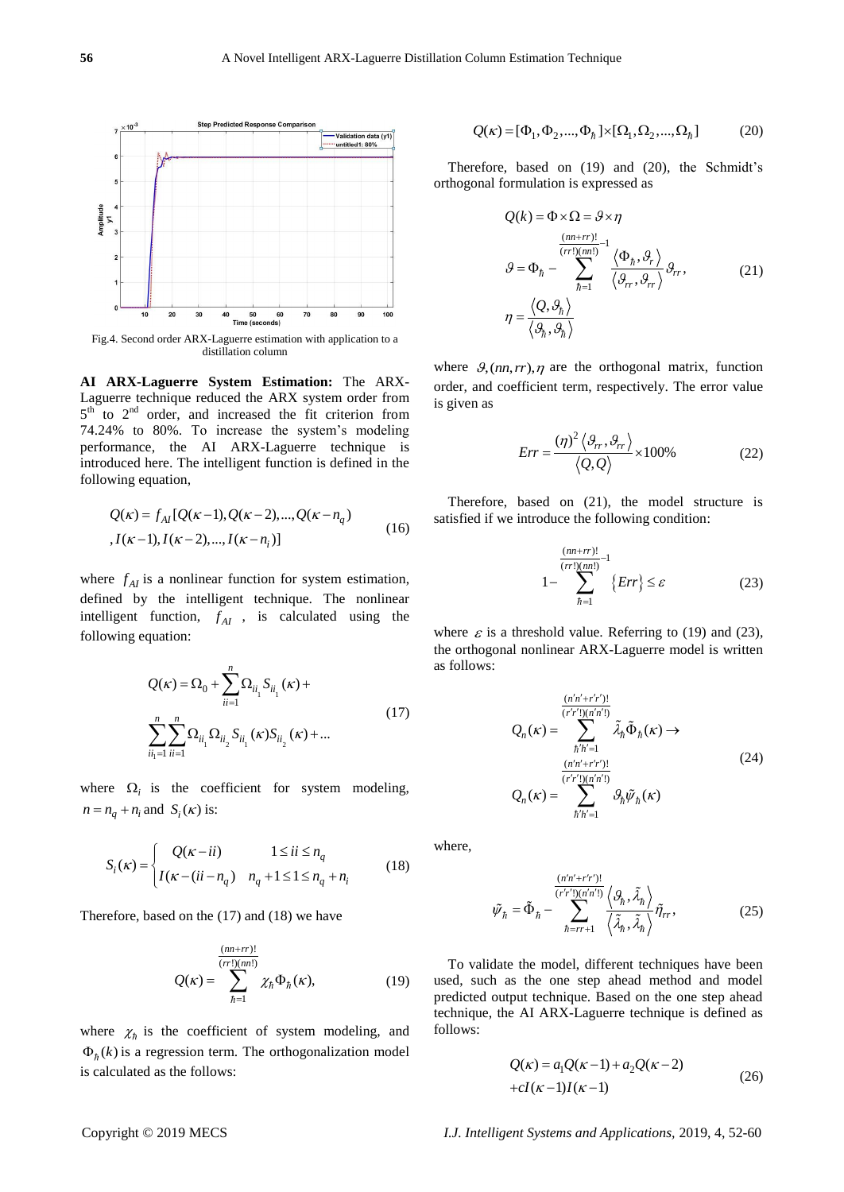Fig.4. Second order ARX-Laguerre estimation with application to a distillation column

**AI ARX-Laguerre System Estimation:** The ARX-Laguerre technique reduced the ARX system order from 5[th] to 2[nd] order, and increased the fit criterion from 74.24% to 80%. To increase the system's modeling performance, the AI ARX-Laguerre technique is introduced here. The intelligent function is defined in the following equation,

$$Q(\kappa) = f_{AI}[Q(\kappa-1), Q(\kappa-2), ..., Q(\kappa-n_q), I(\kappa-1), I(\kappa-2), ..., I(\kappa-n_i)] \tag{16}$$

where $f_{AI}$ is a nonlinear function for system estimation, defined by the intelligent technique. The nonlinear intelligent function, $f_{AI}$, is calculated using the following equation:

$$Q(\kappa) = \Omega_0 + \sum_{ii=1}^{n} \Omega_{ii_1} S_{ii_1}(\kappa) + \sum_{ii_1=1}^{n} \sum_{ii=1}^{n} \Omega_{ii_1} \Omega_{ii_2} S_{ii_1}(\kappa) S_{ii_2}(\kappa) + ... \tag{17}$$

where $\Omega_i$ is the coefficient for system modeling, $n = n_q + n_i$ and $S_i(\kappa)$ is:

$$S_i(\kappa) = \begin{cases} Q(\kappa - ii) & 1 \le ii \le n_q \\ I(\kappa - (ii - n_q)) & n_q + 1 \le 1 \le n_q + n_i \end{cases} \tag{18}$$

Therefore, based on the (17) and (18) we have

$$Q(\kappa) = \sum_{\hbar=1}^{\frac{(nn+rr)!}{(rr!)(nn!)}} \chi_\hbar \Phi_\hbar(\kappa), \tag{19}$$

where $\chi_\hbar$ is the coefficient of system modeling, and $\Phi_\hbar(k)$ is a regression term. The orthogonalization model is calculated as the follows:

$$Q(\kappa) = [\Phi_1, \Phi_2, ..., \Phi_\hbar] \times [\Omega_1, \Omega_2, ..., \Omega_\hbar] \tag{20}$$

Therefore, based on (19) and (20), the Schmidt's orthogonal formulation is expressed as

$$\begin{aligned} Q(k) &= \Phi \times \Omega = \vartheta \times \eta \\ \vartheta &= \Phi_\hbar - \sum_{\hbar=1}^{\frac{(nn+rr)!}{(rr!)(nn!)}-1} \frac{\langle \Phi_\hbar, \vartheta_r \rangle}{\langle \vartheta_{rr}, \vartheta_{rr} \rangle} \vartheta_{rr}, \\ \eta &= \frac{\langle Q, \vartheta_\hbar \rangle}{\langle \vartheta_\hbar, \vartheta_\hbar \rangle} \end{aligned} \tag{21}$$

where $\vartheta, (nn, rr), \eta$ are the orthogonal matrix, function order, and coefficient term, respectively. The error value is given as

$$Err = \frac{(\eta)^2 \langle \vartheta_{rr}, \vartheta_{rr} \rangle}{\langle Q, Q \rangle} \times 100\% \tag{22}$$

Therefore, based on (21), the model structure is satisfied if we introduce the following condition:

$$1 - \sum_{\hbar=1}^{\frac{(nn+rr)!}{(rr!)(nn!)}-1} \{Err\} \le \varepsilon \tag{23}$$

where $\varepsilon$ is a threshold value. Referring to (19) and (23), the orthogonal nonlinear ARX-Laguerre model is written as follows:

$$\begin{aligned} Q_n(\kappa) &= \sum_{\hbar'h'=1}^{\frac{(n'n'+r'r')!}{(r'r'!)(n'n'!)}} \tilde{\lambda}_\hbar \tilde{\Phi}_\hbar(\kappa) \rightarrow \\ Q_n(\kappa) &= \sum_{\hbar'h'=1}^{\frac{(n'n'+r'r')!}{(r'r'!)(n'n'!)}} \vartheta_\hbar \tilde{\psi}_\hbar(\kappa) \end{aligned} \tag{24}$$

where,

$$\tilde{\psi}_\hbar = \tilde{\Phi}_\hbar - \sum_{\hbar=rr+1}^{\frac{(n'n'+r'r')!}{(r'r'!)(n'n'!)}} \frac{\langle \vartheta_\hbar, \tilde{\lambda}_\hbar \rangle}{\langle \tilde{\lambda}_\hbar, \tilde{\lambda}_\hbar \rangle} \tilde{\eta}_{rr}, \tag{25}$$

To validate the model, different techniques have been used, such as the one step ahead method and model predicted output technique. Based on the one step ahead technique, the AI ARX-Laguerre technique is defined as follows:

$$Q(\kappa) = a_1 Q(\kappa-1) + a_2 Q(\kappa-2) + cI(\kappa-1)I(\kappa-1) \tag{26}$$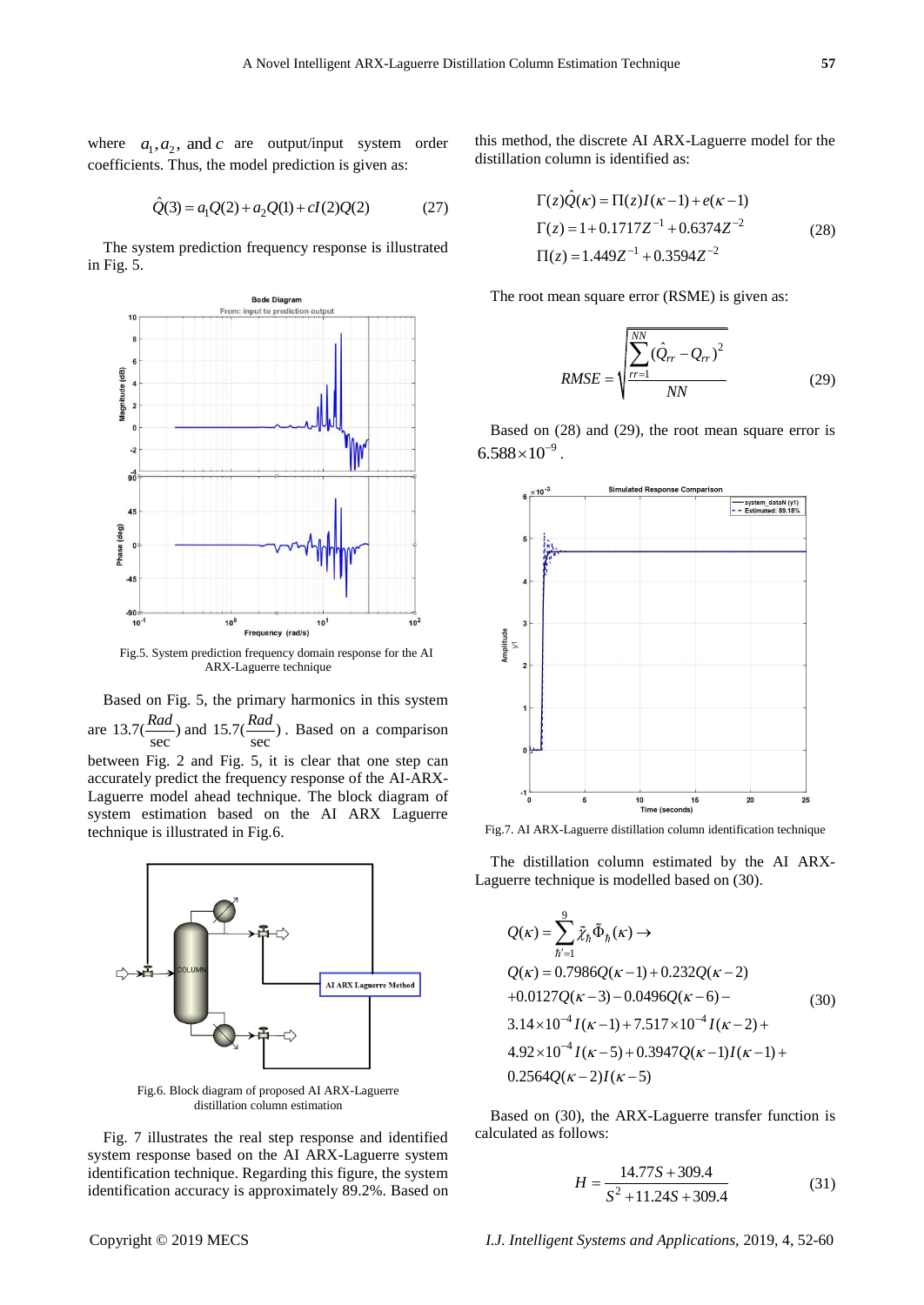where $a_1, a_2$, and $c$ are output/input system order coefficients. Thus, the model prediction is given as:

$$\hat{Q}(3) = a_1 Q(2) + a_2 Q(1) + cI(2)Q(2) \tag{27}$$

The system prediction frequency response is illustrated in Fig. 5.

Fig.5. System prediction frequency domain response for the AI ARX-Laguerre technique

Based on Fig. 5, the primary harmonics in this system are $13.7(\frac{Rad}{sec})$ and $15.7(\frac{Rad}{sec})$. Based on a comparison between Fig. 2 and Fig. 5, it is clear that one step can accurately predict the frequency response of the AI-ARX-Laguerre model ahead technique. The block diagram of system estimation based on the AI ARX Laguerre technique is illustrated in Fig.6.

Fig.6. Block diagram of proposed AI ARX-Laguerre distillation column estimation

Fig. 7 illustrates the real step response and identified system response based on the AI ARX-Laguerre system identification technique. Regarding this figure, the system identification accuracy is approximately 89.2%. Based on this method, the discrete AI ARX-Laguerre model for the distillation column is identified as:

$$\begin{aligned}
&\Gamma(z)\hat{Q}(\kappa) = \Pi(z)I(\kappa-1) + e(\kappa-1)\\
&\Gamma(z) = 1 + 0.1717Z^{-1} + 0.6374Z^{-2}\\
&\Pi(z) = 1.449Z^{-1} + 0.3594Z^{-2}
\end{aligned} \tag{28}$$

The root mean square error (RSME) is given as:

$$RMSE = \sqrt{\frac{\sum_{rr=1}^{NN}(\hat{Q}_{rr} - Q_{rr})^2}{NN}} \tag{29}$$

Based on (28) and (29), the root mean square error is $6.588 \times 10^{-9}$.

Fig.7. AI ARX-Laguerre distillation column identification technique

The distillation column estimated by the AI ARX-Laguerre technique is modelled based on (30).

$$\begin{aligned}
&Q(\kappa) = \sum_{\hbar'=1}^{9} \tilde{\chi}_{\hbar}\tilde{\Phi}_{\hbar}(\kappa) \rightarrow\\
&Q(\kappa) = 0.7986Q(\kappa-1) + 0.232Q(\kappa-2)\\
&+0.0127Q(\kappa-3) - 0.0496Q(\kappa-6) -\\
&3.14\times10^{-4}I(\kappa-1) + 7.517\times10^{-4}I(\kappa-2) +\\
&4.92\times10^{-4}I(\kappa-5) + 0.3947Q(\kappa-1)I(\kappa-1) +\\
&0.2564Q(\kappa-2)I(\kappa-5)
\end{aligned} \tag{30}$$

Based on (30), the ARX-Laguerre transfer function is calculated as follows:

$$H = \frac{14.77S + 309.4}{S^2 + 11.24S + 309.4} \tag{31}$$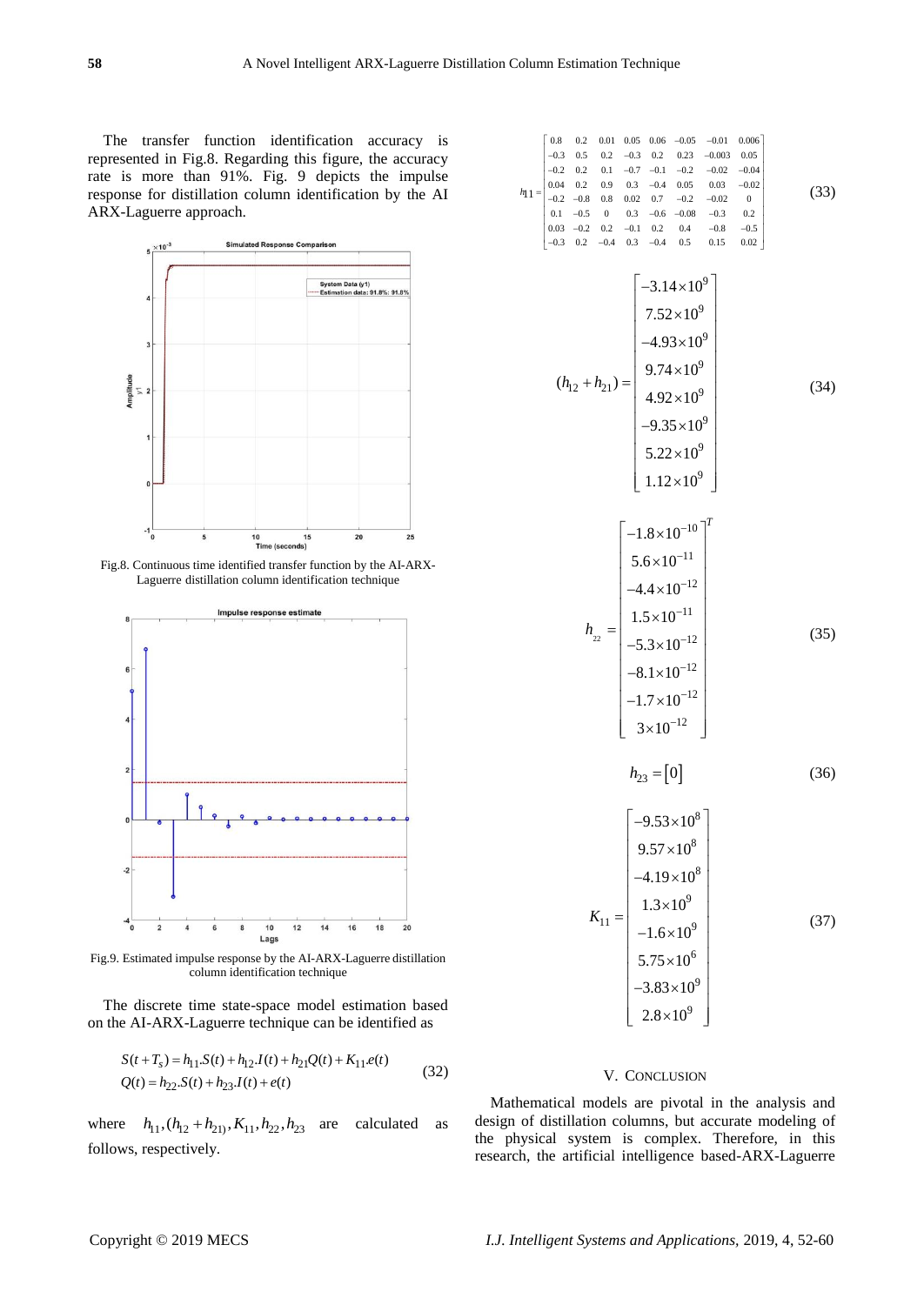The transfer function identification accuracy is represented in Fig.8. Regarding this figure, the accuracy rate is more than 91%. Fig. 9 depicts the impulse response for distillation column identification by the AI ARX-Laguerre approach.

Fig.8. Continuous time identified transfer function by the AI-ARX-Laguerre distillation column identification technique

Fig.9. Estimated impulse response by the AI-ARX-Laguerre distillation column identification technique

The discrete time state-space model estimation based on the AI-ARX-Laguerre technique can be identified as

$$S(t+T_s) = h_{11}.S(t) + h_{12}.I(t) + h_{21}Q(t) + K_{11}.e(t)$$
$$Q(t) = h_{22}.S(t) + h_{23}.I(t) + e(t) \tag{32}$$

where $h_{11}, (h_{12}+h_{21}), K_{11}, h_{22}, h_{23}$ are calculated as follows, respectively.

$$h_{11} = \begin{bmatrix} 0.8 & 0.2 & 0.01 & 0.05 & 0.06 & -0.05 & -0.01 & 0.006 \\ -0.3 & 0.5 & 0.2 & -0.3 & 0.2 & 0.23 & -0.003 & 0.05 \\ -0.2 & 0.2 & 0.1 & -0.7 & -0.1 & -0.2 & -0.02 & -0.04 \\ 0.04 & 0.2 & 0.9 & 0.3 & -0.4 & 0.05 & 0.03 & -0.02 \\ -0.2 & -0.8 & 0.8 & 0.02 & 0.7 & -0.2 & -0.02 & 0 \\ 0.1 & -0.5 & 0 & 0.3 & -0.6 & -0.08 & -0.3 & 0.2 \\ 0.03 & -0.2 & 0.2 & -0.1 & 0.2 & 0.4 & -0.8 & -0.5 \\ -0.3 & 0.2 & -0.4 & 0.3 & -0.4 & 0.5 & 0.15 & 0.02 \end{bmatrix} \tag{33}$$

$$(h_{12}+h_{21}) = \begin{bmatrix} -3.14\times10^{9} \\ 7.52\times10^{9} \\ -4.93\times10^{9} \\ 9.74\times10^{9} \\ 4.92\times10^{9} \\ -9.35\times10^{9} \\ 5.22\times10^{9} \\ 1.12\times10^{9} \end{bmatrix} \tag{34}$$

$$h_{22} = \begin{bmatrix} -1.8\times10^{-10} \\ 5.6\times10^{-11} \\ -4.4\times10^{-12} \\ 1.5\times10^{-11} \\ -5.3\times10^{-12} \\ -8.1\times10^{-12} \\ -1.7\times10^{-12} \\ 3\times10^{-12} \end{bmatrix}^{T} \tag{35}$$

$$h_{23} = [0] \tag{36}$$

$$K_{11} = \begin{bmatrix} -9.53\times10^{8} \\ 9.57\times10^{8} \\ -4.19\times10^{8} \\ 1.3\times10^{9} \\ -1.6\times10^{9} \\ 5.75\times10^{6} \\ -3.83\times10^{9} \\ 2.8\times10^{9} \end{bmatrix} \tag{37}$$

## V. Conclusion

Mathematical models are pivotal in the analysis and design of distillation columns, but accurate modeling of the physical system is complex. Therefore, in this research, the artificial intelligence based-ARX-Laguerre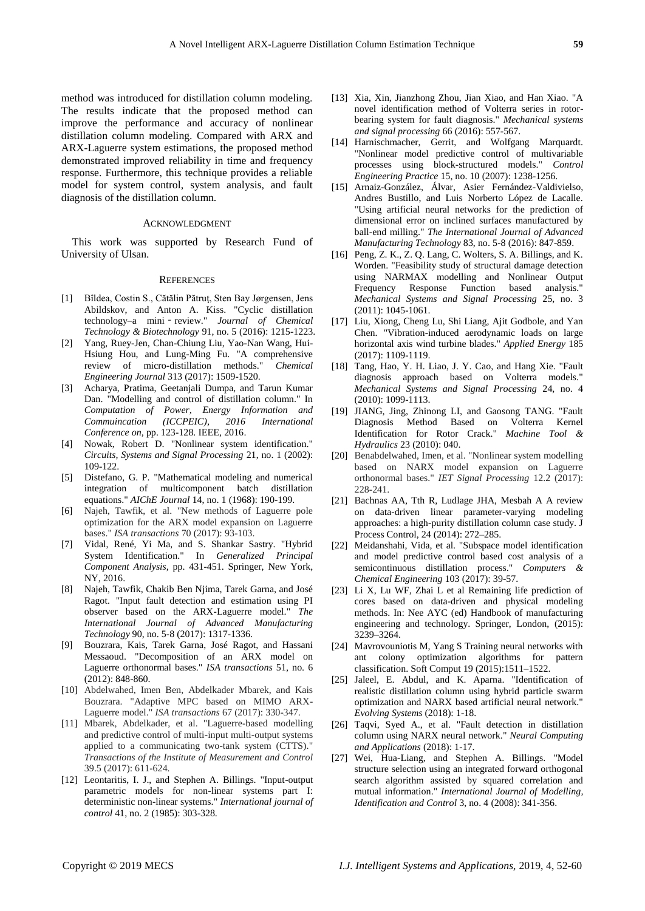method was introduced for distillation column modeling. The results indicate that the proposed method can improve the performance and accuracy of nonlinear distillation column modeling. Compared with ARX and ARX-Laguerre system estimations, the proposed method demonstrated improved reliability in time and frequency response. Furthermore, this technique provides a reliable model for system control, system analysis, and fault diagnosis of the distillation column.

## ACKNOWLEDGMENT

This work was supported by Research Fund of University of Ulsan.

## REFERENCES

[1] Bîldea, Costin S., Cătălin Pătruţ, Sten Bay Jørgensen, Jens Abildskov, and Anton A. Kiss. "Cyclic distillation technology–a mini‐review." *Journal of Chemical Technology & Biotechnology* 91, no. 5 (2016): 1215-1223.

[2] Yang, Ruey-Jen, Chan-Chiung Liu, Yao-Nan Wang, Hui-Hsiung Hou, and Lung-Ming Fu. "A comprehensive review of micro-distillation methods." *Chemical Engineering Journal* 313 (2017): 1509-1520.

[3] Acharya, Pratima, Geetanjali Dumpa, and Tarun Kumar Dan. "Modelling and control of distillation column." In *Computation of Power, Energy Information and Commuincation (ICCPEIC), 2016 International Conference on*, pp. 123-128. IEEE, 2016.

[4] Nowak, Robert D. "Nonlinear system identification." *Circuits, Systems and Signal Processing* 21, no. 1 (2002): 109-122.

[5] Distefano, G. P. "Mathematical modeling and numerical integration of multicomponent batch distillation equations." *AIChE Journal* 14, no. 1 (1968): 190-199.

[6] Najeh, Tawfik, et al. "New methods of Laguerre pole optimization for the ARX model expansion on Laguerre bases." *ISA transactions* 70 (2017): 93-103.

[7] Vidal, René, Yi Ma, and S. Shankar Sastry. "Hybrid System Identification." In *Generalized Principal Component Analysis*, pp. 431-451. Springer, New York, NY, 2016.

[8] Najeh, Tawfik, Chakib Ben Njima, Tarek Garna, and José Ragot. "Input fault detection and estimation using PI observer based on the ARX-Laguerre model." *The International Journal of Advanced Manufacturing Technology* 90, no. 5-8 (2017): 1317-1336.

[9] Bouzrara, Kais, Tarek Garna, José Ragot, and Hassani Messaoud. "Decomposition of an ARX model on Laguerre orthonormal bases." *ISA transactions* 51, no. 6 (2012): 848-860.

[10] Abdelwahed, Imen Ben, Abdelkader Mbarek, and Kais Bouzrara. "Adaptive MPC based on MIMO ARX-Laguerre model." *ISA transactions* 67 (2017): 330-347.

[11] Mbarek, Abdelkader, et al. "Laguerre-based modelling and predictive control of multi-input multi-output systems applied to a communicating two-tank system (CTTS)." *Transactions of the Institute of Measurement and Control* 39.5 (2017): 611-624.

[12] Leontaritis, I. J., and Stephen A. Billings. "Input-output parametric models for non-linear systems part I: deterministic non-linear systems." *International journal of control* 41, no. 2 (1985): 303-328.

[13] Xia, Xin, Jianzhong Zhou, Jian Xiao, and Han Xiao. "A novel identification method of Volterra series in rotor-bearing system for fault diagnosis." *Mechanical systems and signal processing* 66 (2016): 557-567.

[14] Harnischmacher, Gerrit, and Wolfgang Marquardt. "Nonlinear model predictive control of multivariable processes using block-structured models." *Control Engineering Practice* 15, no. 10 (2007): 1238-1256.

[15] Arnaiz-González, Álvar, Asier Fernández-Valdivielso, Andres Bustillo, and Luis Norberto López de Lacalle. "Using artificial neural networks for the prediction of dimensional error on inclined surfaces manufactured by ball-end milling." *The International Journal of Advanced Manufacturing Technology* 83, no. 5-8 (2016): 847-859.

[16] Peng, Z. K., Z. Q. Lang, C. Wolters, S. A. Billings, and K. Worden. "Feasibility study of structural damage detection using NARMAX modelling and Nonlinear Output Frequency Response Function based analysis." *Mechanical Systems and Signal Processing* 25, no. 3 (2011): 1045-1061.

[17] Liu, Xiong, Cheng Lu, Shi Liang, Ajit Godbole, and Yan Chen. "Vibration-induced aerodynamic loads on large horizontal axis wind turbine blades." *Applied Energy* 185 (2017): 1109-1119.

[18] Tang, Hao, Y. H. Liao, J. Y. Cao, and Hang Xie. "Fault diagnosis approach based on Volterra models." *Mechanical Systems and Signal Processing* 24, no. 4 (2010): 1099-1113.

[19] JIANG, Jing, Zhinong LI, and Gaosong TANG. "Fault Diagnosis Method Based on Volterra Kernel Identification for Rotor Crack." *Machine Tool & Hydraulics* 23 (2010): 040.

[20] Benabdelwahed, Imen, et al. "Nonlinear system modelling based on NARX model expansion on Laguerre orthonormal bases." *IET Signal Processing* 12.2 (2017): 228-241.

[21] Bachnas AA, Tth R, Ludlage JHA, Mesbah A A review on data-driven linear parameter-varying modeling approaches: a high-purity distillation column case study. J Process Control, 24 (2014): 272–285.

[22] Meidanshahi, Vida, et al. "Subspace model identification and model predictive control based cost analysis of a semicontinuous distillation process." *Computers & Chemical Engineering* 103 (2017): 39-57.

[23] Li X, Lu WF, Zhai L et al Remaining life prediction of cores based on data-driven and physical modeling methods. In: Nee AYC (ed) Handbook of manufacturing engineering and technology. Springer, London, (2015): 3239–3264.

[24] Mavrovouniotis M, Yang S Training neural networks with ant colony optimization algorithms for pattern classification. Soft Comput 19 (2015):1511–1522.

[25] Jaleel, E. Abdul, and K. Aparna. "Identification of realistic distillation column using hybrid particle swarm optimization and NARX based artificial neural network." *Evolving Systems* (2018): 1-18.

[26] Taqvi, Syed A., et al. "Fault detection in distillation column using NARX neural network." *Neural Computing and Applications* (2018): 1-17.

[27] Wei, Hua-Liang, and Stephen A. Billings. "Model structure selection using an integrated forward orthogonal search algorithm assisted by squared correlation and mutual information." *International Journal of Modelling, Identification and Control* 3, no. 4 (2008): 341-356.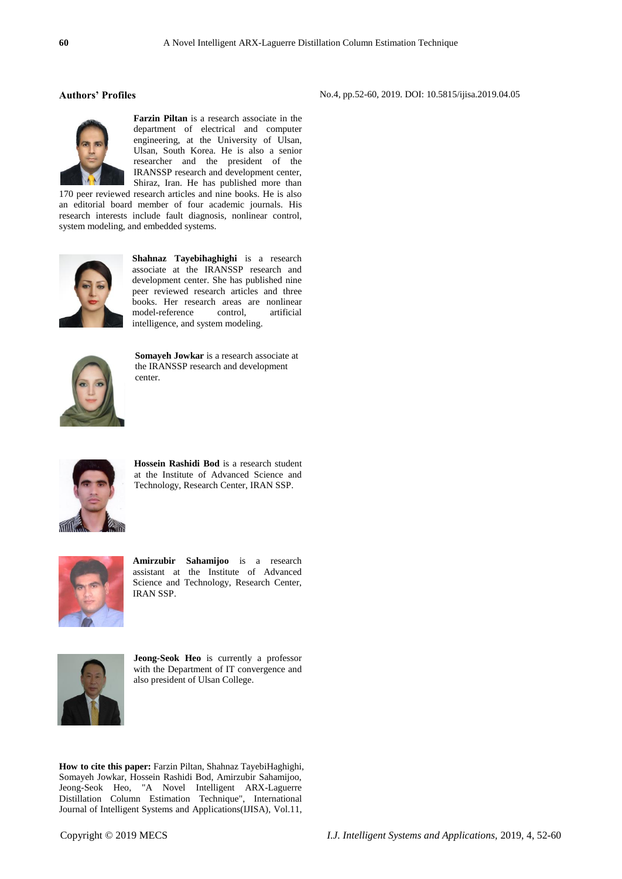## Authors' Profiles

**Farzin Piltan** is a research associate in the department of electrical and computer engineering, at the University of Ulsan, Ulsan, South Korea. He is also a senior researcher and the president of the IRANSSP research and development center, Shiraz, Iran. He has published more than 170 peer reviewed research articles and nine books. He is also an editorial board member of four academic journals. His research interests include fault diagnosis, nonlinear control, system modeling, and embedded systems.

**Shahnaz Tayebihaghighi** is a research associate at the IRANSSP research and development center. She has published nine peer reviewed research articles and three books. Her research areas are nonlinear model-reference control, artificial intelligence, and system modeling.

**Somayeh Jowkar** is a research associate at the IRANSSP research and development center.

**Hossein Rashidi Bod** is a research student at the Institute of Advanced Science and Technology, Research Center, IRAN SSP.

**Amirzubir Sahamijoo** is a research assistant at the Institute of Advanced Science and Technology, Research Center, IRAN SSP.

**Jeong-Seok Heo** is currently a professor with the Department of IT convergence and also president of Ulsan College.

**How to cite this paper:** Farzin Piltan, Shahnaz TayebiHaghighi, Somayeh Jowkar, Hossein Rashidi Bod, Amirzubir Sahamijoo, Jeong-Seok Heo, "A Novel Intelligent ARX-Laguerre Distillation Column Estimation Technique", International Journal of Intelligent Systems and Applications(IJISA), Vol.11, No.4, pp.52-60, 2019. DOI: 10.5815/ijisa.2019.04.05